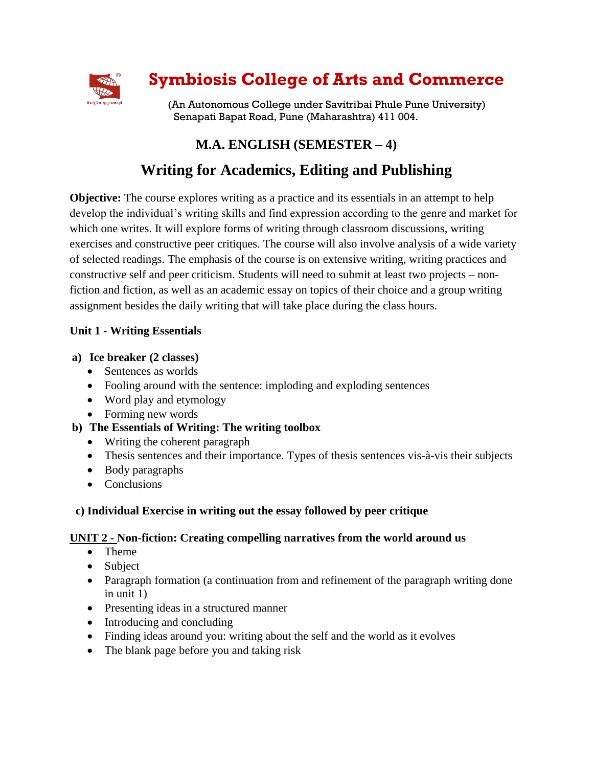# Symbiosis College of Arts and Commerce

(An Autonomous College under Savitribai Phule Pune University)
Senapati Bapat Road, Pune (Maharashtra) 411 004.

## M.A. ENGLISH (SEMESTER – 4)

## Writing for Academics, Editing and Publishing

**Objective:** The course explores writing as a practice and its essentials in an attempt to help develop the individual's writing skills and find expression according to the genre and market for which one writes. It will explore forms of writing through classroom discussions, writing exercises and constructive peer critiques. The course will also involve analysis of a wide variety of selected readings. The emphasis of the course is on extensive writing, writing practices and constructive self and peer criticism. Students will need to submit at least two projects – non-fiction and fiction, as well as an academic essay on topics of their choice and a group writing assignment besides the daily writing that will take place during the class hours.

### Unit 1 - Writing Essentials

**a) Ice breaker (2 classes)**

- Sentences as worlds
- Fooling around with the sentence: imploding and exploding sentences
- Word play and etymology
- Forming new words

**b) The Essentials of Writing: The writing toolbox**

- Writing the coherent paragraph
- Thesis sentences and their importance. Types of thesis sentences vis-à-vis their subjects
- Body paragraphs
- Conclusions

**c) Individual Exercise in writing out the essay followed by peer critique**

### UNIT 2 - Non-fiction: Creating compelling narratives from the world around us

- Theme
- Subject
- Paragraph formation (a continuation from and refinement of the paragraph writing done in unit 1)
- Presenting ideas in a structured manner
- Introducing and concluding
- Finding ideas around you: writing about the self and the world as it evolves
- The blank page before you and taking risk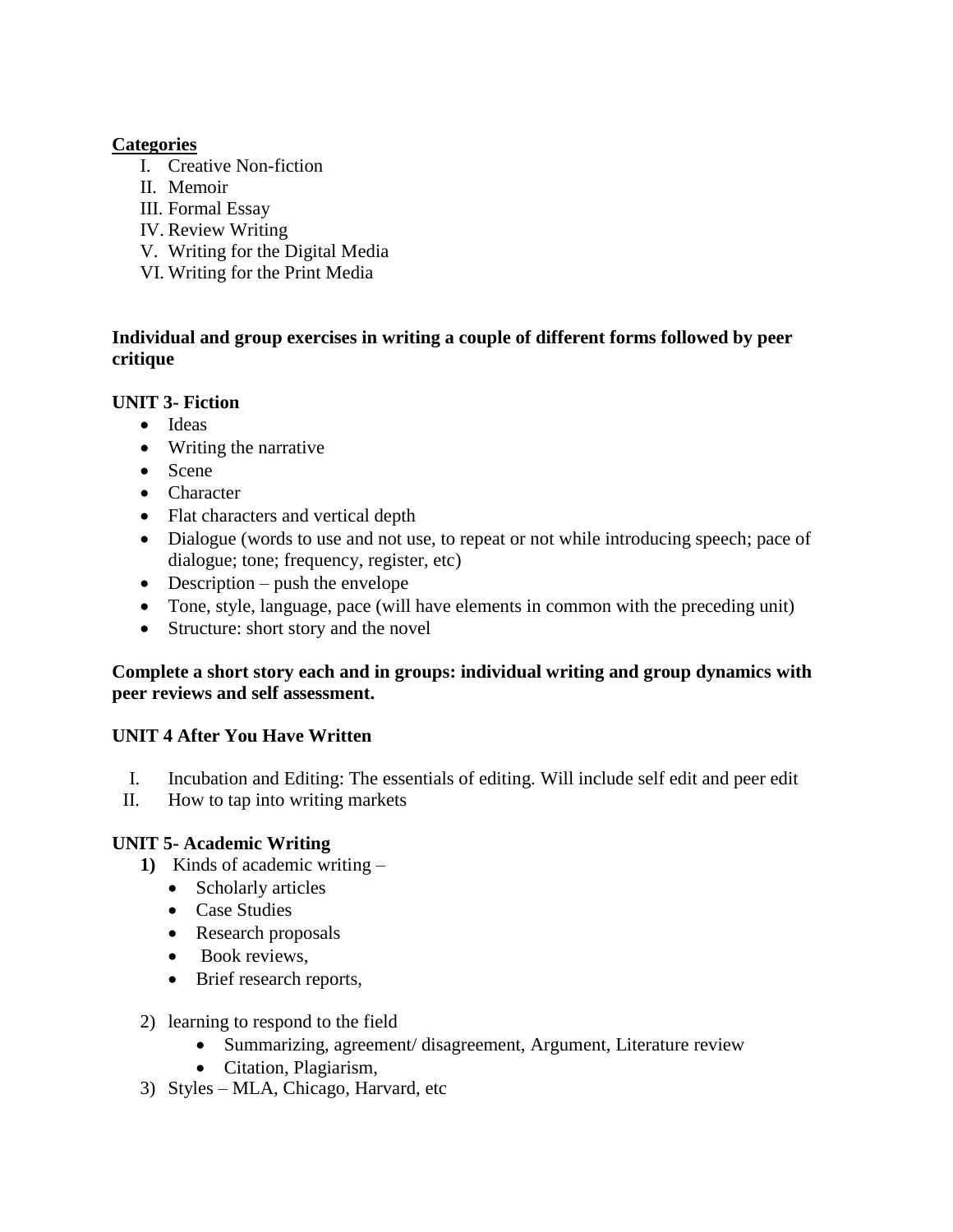**Categories**

I. Creative Non-fiction
II. Memoir
III. Formal Essay
IV. Review Writing
V. Writing for the Digital Media
VI. Writing for the Print Media

**Individual and group exercises in writing a couple of different forms followed by peer critique**

**UNIT 3- Fiction**

- Ideas
- Writing the narrative
- Scene
- Character
- Flat characters and vertical depth
- Dialogue (words to use and not use, to repeat or not while introducing speech; pace of dialogue; tone; frequency, register, etc)
- Description – push the envelope
- Tone, style, language, pace (will have elements in common with the preceding unit)
- Structure: short story and the novel

**Complete a short story each and in groups: individual writing and group dynamics with peer reviews and self assessment.**

**UNIT 4 After You Have Written**

I. Incubation and Editing: The essentials of editing. Will include self edit and peer edit
II. How to tap into writing markets

**UNIT 5- Academic Writing**

**1)** Kinds of academic writing –
   - Scholarly articles
   - Case Studies
   - Research proposals
   - Book reviews,
   - Brief research reports,

2) learning to respond to the field
   - Summarizing, agreement/ disagreement, Argument, Literature review
   - Citation, Plagiarism,

3) Styles – MLA, Chicago, Harvard, etc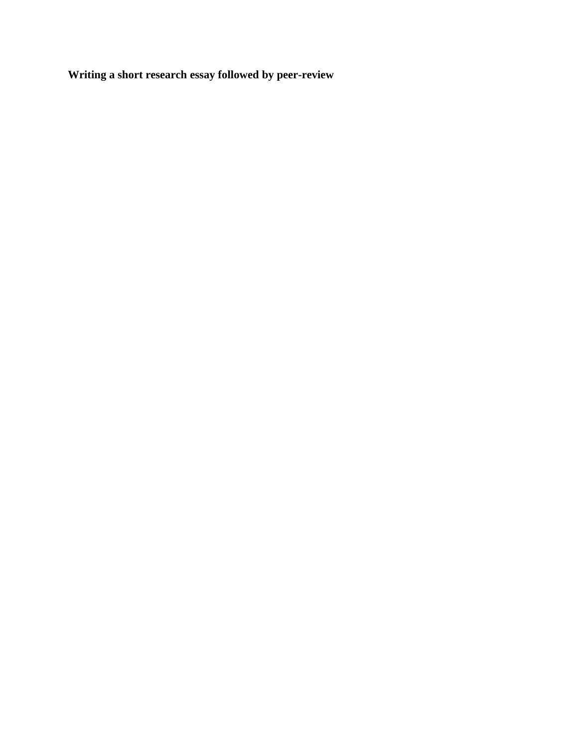**Writing a short research essay followed by peer-review**